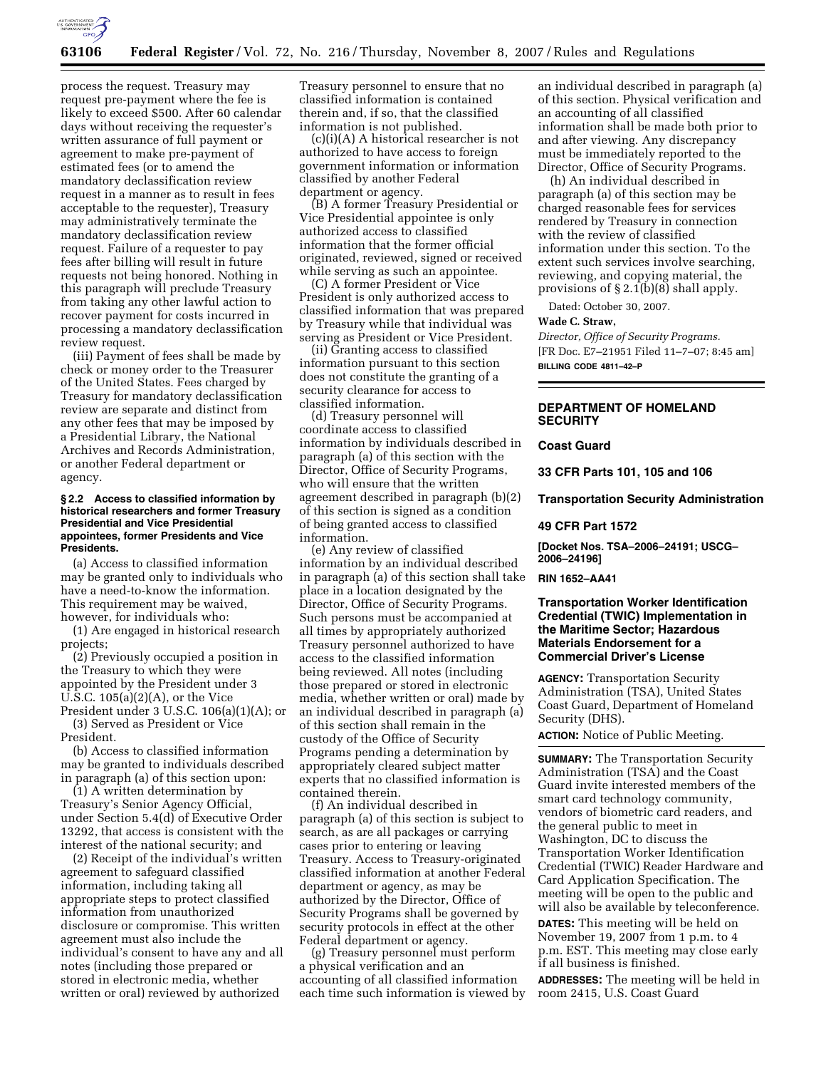process the request. Treasury may request pre-payment where the fee is likely to exceed $500. After 60 calendar days without receiving the requester's written assurance of full payment or agreement to make pre-payment of estimated fees (or to amend the mandatory declassification review request in a manner as to result in fees acceptable to the requester), Treasury may administratively terminate the mandatory declassification review request. Failure of a requester to pay fees after billing will result in future requests not being honored. Nothing in this paragraph will preclude Treasury from taking any other lawful action to recover payment for costs incurred in processing a mandatory declassification review request.

(iii) Payment of fees shall be made by check or money order to the Treasurer of the United States. Fees charged by Treasury for mandatory declassification review are separate and distinct from any other fees that may be imposed by a Presidential Library, the National Archives and Records Administration, or another Federal department or agency.

#### § 2.2 Access to classified information by historical researchers and former Treasury Presidential and Vice Presidential appointees, former Presidents and Vice Presidents.

(a) Access to classified information may be granted only to individuals who have a need-to-know the information. This requirement may be waived, however, for individuals who:

(1) Are engaged in historical research projects;

(2) Previously occupied a position in the Treasury to which they were appointed by the President under 3 U.S.C. 105(a)(2)(A), or the Vice President under 3 U.S.C. 106(a)(1)(A); or

(3) Served as President or Vice President.

(b) Access to classified information may be granted to individuals described in paragraph (a) of this section upon:

(1) A written determination by Treasury's Senior Agency Official, under Section 5.4(d) of Executive Order 13292, that access is consistent with the interest of the national security; and

(2) Receipt of the individual's written agreement to safeguard classified information, including taking all appropriate steps to protect classified information from unauthorized disclosure or compromise. This written agreement must also include the individual's consent to have any and all notes (including those prepared or stored in electronic media, whether written or oral) reviewed by authorized Treasury personnel to ensure that no classified information is contained therein and, if so, that the classified information is not published.

(c)(i)(A) A historical researcher is not authorized to have access to foreign government information or information classified by another Federal department or agency.

(B) A former Treasury Presidential or Vice Presidential appointee is only authorized access to classified information that the former official originated, reviewed, signed or received while serving as such an appointee.

(C) A former President or Vice President is only authorized access to classified information that was prepared by Treasury while that individual was serving as President or Vice President.

(ii) Granting access to classified information pursuant to this section does not constitute the granting of a security clearance for access to classified information.

(d) Treasury personnel will coordinate access to classified information by individuals described in paragraph (a) of this section with the Director, Office of Security Programs, who will ensure that the written agreement described in paragraph (b)(2) of this section is signed as a condition of being granted access to classified information.

(e) Any review of classified information by an individual described in paragraph (a) of this section shall take place in a location designated by the Director, Office of Security Programs. Such persons must be accompanied at all times by appropriately authorized Treasury personnel authorized to have access to the classified information being reviewed. All notes (including those prepared or stored in electronic media, whether written or oral) made by an individual described in paragraph (a) of this section shall remain in the custody of the Office of Security Programs pending a determination by appropriately cleared subject matter experts that no classified information is contained therein.

(f) An individual described in paragraph (a) of this section is subject to search, as are all packages or carrying cases prior to entering or leaving Treasury. Access to Treasury-originated classified information at another Federal department or agency, as may be authorized by the Director, Office of Security Programs shall be governed by security protocols in effect at the other Federal department or agency.

(g) Treasury personnel must perform a physical verification and an accounting of all classified information each time such information is viewed by an individual described in paragraph (a) of this section. Physical verification and an accounting of all classified information shall be made both prior to and after viewing. Any discrepancy must be immediately reported to the Director, Office of Security Programs.

(h) An individual described in paragraph (a) of this section may be charged reasonable fees for services rendered by Treasury in connection with the review of classified information under this section. To the extent such services involve searching, reviewing, and copying material, the provisions of § 2.1(b)(8) shall apply.

Dated: October 30, 2007.

**Wade C. Straw,**

*Director, Office of Security Programs.*

[FR Doc. E7–21951 Filed 11–7–07; 8:45 am]

**BILLING CODE 4811–42–P**

---

## DEPARTMENT OF HOMELAND SECURITY

### Coast Guard

### 33 CFR Parts 101, 105 and 106

### Transportation Security Administration

### 49 CFR Part 1572

**[Docket Nos. TSA–2006–24191; USCG–2006–24196]**

**RIN 1652–AA41**

### Transportation Worker Identification Credential (TWIC) Implementation in the Maritime Sector; Hazardous Materials Endorsement for a Commercial Driver's License

**AGENCY:** Transportation Security Administration (TSA), United States Coast Guard, Department of Homeland Security (DHS).

**ACTION:** Notice of Public Meeting.

**SUMMARY:** The Transportation Security Administration (TSA) and the Coast Guard invite interested members of the smart card technology community, vendors of biometric card readers, and the general public to meet in Washington, DC to discuss the Transportation Worker Identification Credential (TWIC) Reader Hardware and Card Application Specification. The meeting will be open to the public and will also be available by teleconference.

**DATES:** This meeting will be held on November 19, 2007 from 1 p.m. to 4 p.m. EST. This meeting may close early if all business is finished.

**ADDRESSES:** The meeting will be held in room 2415, U.S. Coast Guard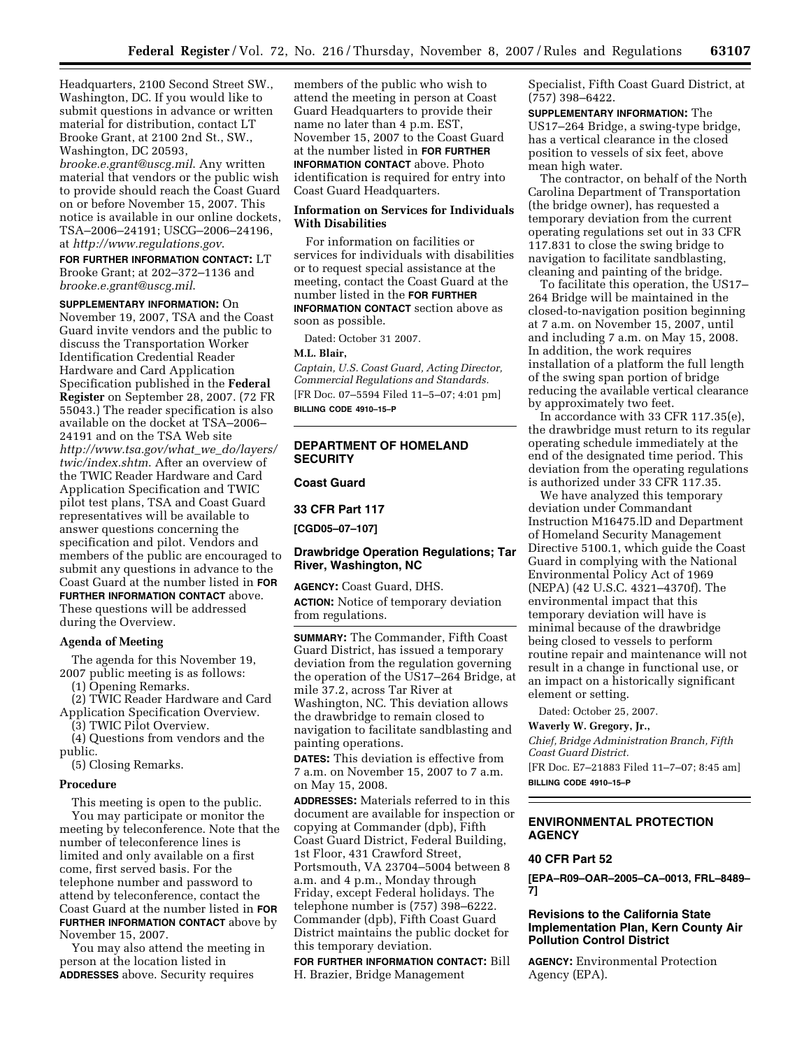Headquarters, 2100 Second Street SW., Washington, DC. If you would like to submit questions in advance or written material for distribution, contact LT Brooke Grant, at 2100 2nd St., SW., Washington, DC 20593, *brooke.e.grant@uscg.mil*. Any written material that vendors or the public wish to provide should reach the Coast Guard on or before November 15, 2007. This notice is available in our online dockets, TSA–2006–24191; USCG–2006–24196, at *http://www.regulations.gov*.

**FOR FURTHER INFORMATION CONTACT:** LT Brooke Grant; at 202–372–1136 and *brooke.e.grant@uscg.mil*.

**SUPPLEMENTARY INFORMATION:** On November 19, 2007, TSA and the Coast Guard invite vendors and the public to discuss the Transportation Worker Identification Credential Reader Hardware and Card Application Specification published in the **Federal Register** on September 28, 2007. (72 FR 55043.) The reader specification is also available on the docket at TSA–2006–24191 and on the TSA Web site *http://www.tsa.gov/what_we_do/layers/twic/index.shtm*. After an overview of the TWIC Reader Hardware and Card Application Specification and TWIC pilot test plans, TSA and Coast Guard representatives will be available to answer questions concerning the specification and pilot. Vendors and members of the public are encouraged to submit any questions in advance to the Coast Guard at the number listed in **FOR FURTHER INFORMATION CONTACT** above. These questions will be addressed during the Overview.

### Agenda of Meeting

The agenda for this November 19, 2007 public meeting is as follows:

(1) Opening Remarks.

(2) TWIC Reader Hardware and Card Application Specification Overview.

(3) TWIC Pilot Overview.

(4) Questions from vendors and the public.

(5) Closing Remarks.

### Procedure

This meeting is open to the public.

You may participate or monitor the meeting by teleconference. Note that the number of teleconference lines is limited and only available on a first come, first served basis. For the telephone number and password to attend by teleconference, contact the Coast Guard at the number listed in **FOR FURTHER INFORMATION CONTACT** above by November 15, 2007.

You may also attend the meeting in person at the location listed in **ADDRESSES** above. Security requires members of the public who wish to attend the meeting in person at Coast Guard Headquarters to provide their name no later than 4 p.m. EST, November 15, 2007 to the Coast Guard at the number listed in **FOR FURTHER INFORMATION CONTACT** above. Photo identification is required for entry into Coast Guard Headquarters.

### Information on Services for Individuals With Disabilities

For information on facilities or services for individuals with disabilities or to request special assistance at the meeting, contact the Coast Guard at the number listed in the **FOR FURTHER INFORMATION CONTACT** section above as soon as possible.

Dated: October 31 2007.

**M.L. Blair,**

*Captain, U.S. Coast Guard, Acting Director, Commercial Regulations and Standards.*

[FR Doc. 07–5594 Filed 11–5–07; 4:01 pm]

**BILLING CODE 4910–15–P**

---

## DEPARTMENT OF HOMELAND SECURITY

### Coast Guard

### 33 CFR Part 117

**[CGD05–07–107]**

### Drawbridge Operation Regulations; Tar River, Washington, NC

**AGENCY:** Coast Guard, DHS.

**ACTION:** Notice of temporary deviation from regulations.

**SUMMARY:** The Commander, Fifth Coast Guard District, has issued a temporary deviation from the regulation governing the operation of the US17–264 Bridge, at mile 37.2, across Tar River at Washington, NC. This deviation allows the drawbridge to remain closed to navigation to facilitate sandblasting and painting operations.

**DATES:** This deviation is effective from 7 a.m. on November 15, 2007 to 7 a.m. on May 15, 2008.

**ADDRESSES:** Materials referred to in this document are available for inspection or copying at Commander (dpb), Fifth Coast Guard District, Federal Building, 1st Floor, 431 Crawford Street, Portsmouth, VA 23704–5004 between 8 a.m. and 4 p.m., Monday through Friday, except Federal holidays. The telephone number is (757) 398–6222. Commander (dpb), Fifth Coast Guard District maintains the public docket for this temporary deviation.

**FOR FURTHER INFORMATION CONTACT:** Bill H. Brazier, Bridge Management Specialist, Fifth Coast Guard District, at (757) 398–6422.

**SUPPLEMENTARY INFORMATION:** The US17–264 Bridge, a swing-type bridge, has a vertical clearance in the closed position to vessels of six feet, above mean high water.

The contractor, on behalf of the North Carolina Department of Transportation (the bridge owner), has requested a temporary deviation from the current operating regulations set out in 33 CFR 117.831 to close the swing bridge to navigation to facilitate sandblasting, cleaning and painting of the bridge.

To facilitate this operation, the US17–264 Bridge will be maintained in the closed-to-navigation position beginning at 7 a.m. on November 15, 2007, until and including 7 a.m. on May 15, 2008. In addition, the work requires installation of a platform the full length of the swing span portion of bridge reducing the available vertical clearance by approximately two feet.

In accordance with 33 CFR 117.35(e), the drawbridge must return to its regular operating schedule immediately at the end of the designated time period. This deviation from the operating regulations is authorized under 33 CFR 117.35.

We have analyzed this temporary deviation under Commandant Instruction M16475.lD and Department of Homeland Security Management Directive 5100.1, which guide the Coast Guard in complying with the National Environmental Policy Act of 1969 (NEPA) (42 U.S.C. 4321–4370f). The environmental impact that this temporary deviation will have is minimal because of the drawbridge being closed to vessels to perform routine repair and maintenance will not result in a change in functional use, or an impact on a historically significant element or setting.

Dated: October 25, 2007.

**Waverly W. Gregory, Jr.,**

*Chief, Bridge Administration Branch, Fifth Coast Guard District.*

[FR Doc. E7–21883 Filed 11–7–07; 8:45 am]

**BILLING CODE 4910–15–P**

---

## ENVIRONMENTAL PROTECTION AGENCY

### 40 CFR Part 52

**[EPA–R09–OAR–2005–CA–0013, FRL–8489–7]**

### Revisions to the California State Implementation Plan, Kern County Air Pollution Control District

**AGENCY:** Environmental Protection Agency (EPA).